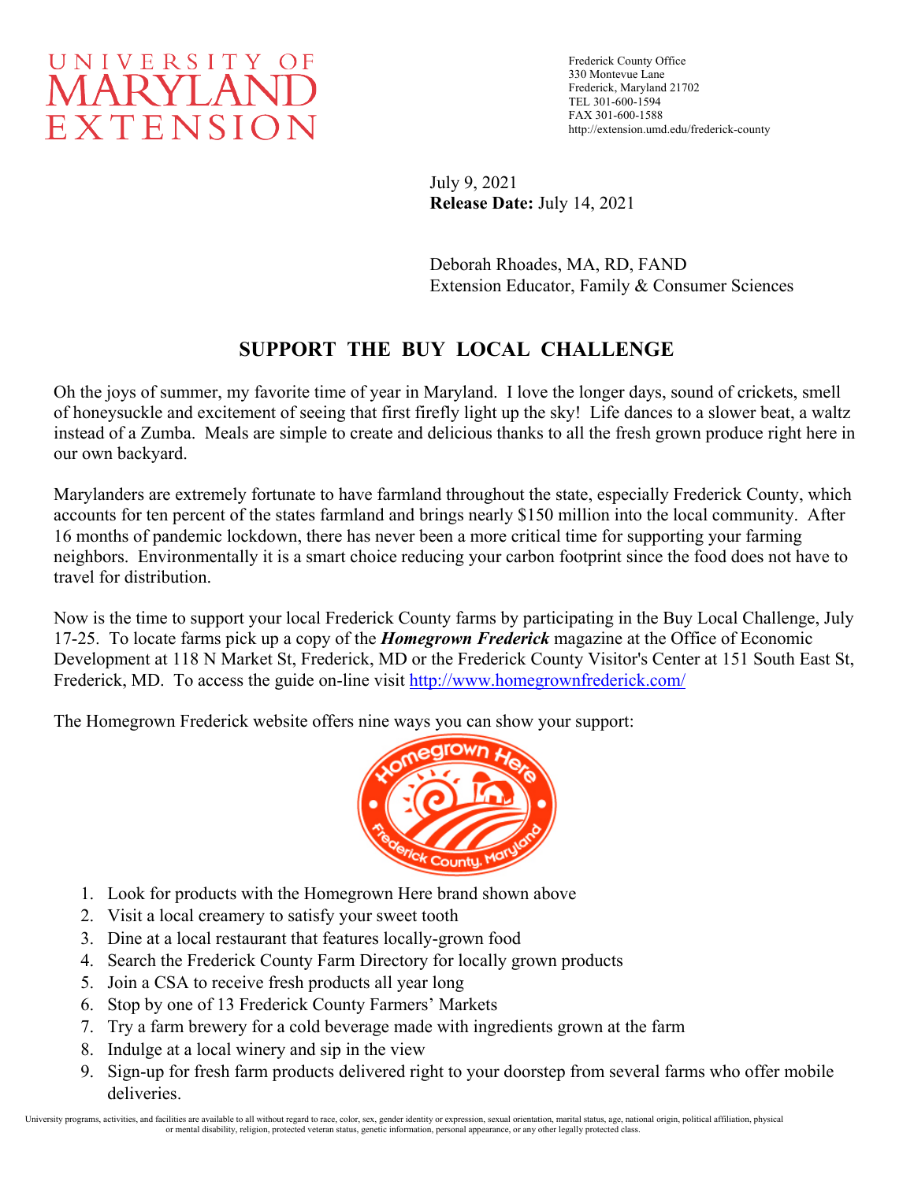UNIVERSITY OF MARYLAND EXTENSION

Frederick County Office
330 Montevue Lane
Frederick, Maryland 21702
TEL 301-600-1594
FAX 301-600-1588
http://extension.umd.edu/frederick-county

July 9, 2021
**Release Date:** July 14, 2021

Deborah Rhoades, MA, RD, FAND
Extension Educator, Family & Consumer Sciences

# SUPPORT THE BUY LOCAL CHALLENGE

Oh the joys of summer, my favorite time of year in Maryland. I love the longer days, sound of crickets, smell of honeysuckle and excitement of seeing that first firefly light up the sky! Life dances to a slower beat, a waltz instead of a Zumba. Meals are simple to create and delicious thanks to all the fresh grown produce right here in our own backyard.

Marylanders are extremely fortunate to have farmland throughout the state, especially Frederick County, which accounts for ten percent of the states farmland and brings nearly $150 million into the local community. After 16 months of pandemic lockdown, there has never been a more critical time for supporting your farming neighbors. Environmentally it is a smart choice reducing your carbon footprint since the food does not have to travel for distribution.

Now is the time to support your local Frederick County farms by participating in the Buy Local Challenge, July 17-25. To locate farms pick up a copy of the ***Homegrown Frederick*** magazine at the Office of Economic Development at 118 N Market St, Frederick, MD or the Frederick County Visitor's Center at 151 South East St, Frederick, MD. To access the guide on-line visit http://www.homegrownfrederick.com/

The Homegrown Frederick website offers nine ways you can show your support:

1. Look for products with the Homegrown Here brand shown above
2. Visit a local creamery to satisfy your sweet tooth
3. Dine at a local restaurant that features locally-grown food
4. Search the Frederick County Farm Directory for locally grown products
5. Join a CSA to receive fresh products all year long
6. Stop by one of 13 Frederick County Farmers' Markets
7. Try a farm brewery for a cold beverage made with ingredients grown at the farm
8. Indulge at a local winery and sip in the view
9. Sign-up for fresh farm products delivered right to your doorstep from several farms who offer mobile deliveries.

University programs, activities, and facilities are available to all without regard to race, color, sex, gender identity or expression, sexual orientation, marital status, age, national origin, political affiliation, physical or mental disability, religion, protected veteran status, genetic information, personal appearance, or any other legally protected class.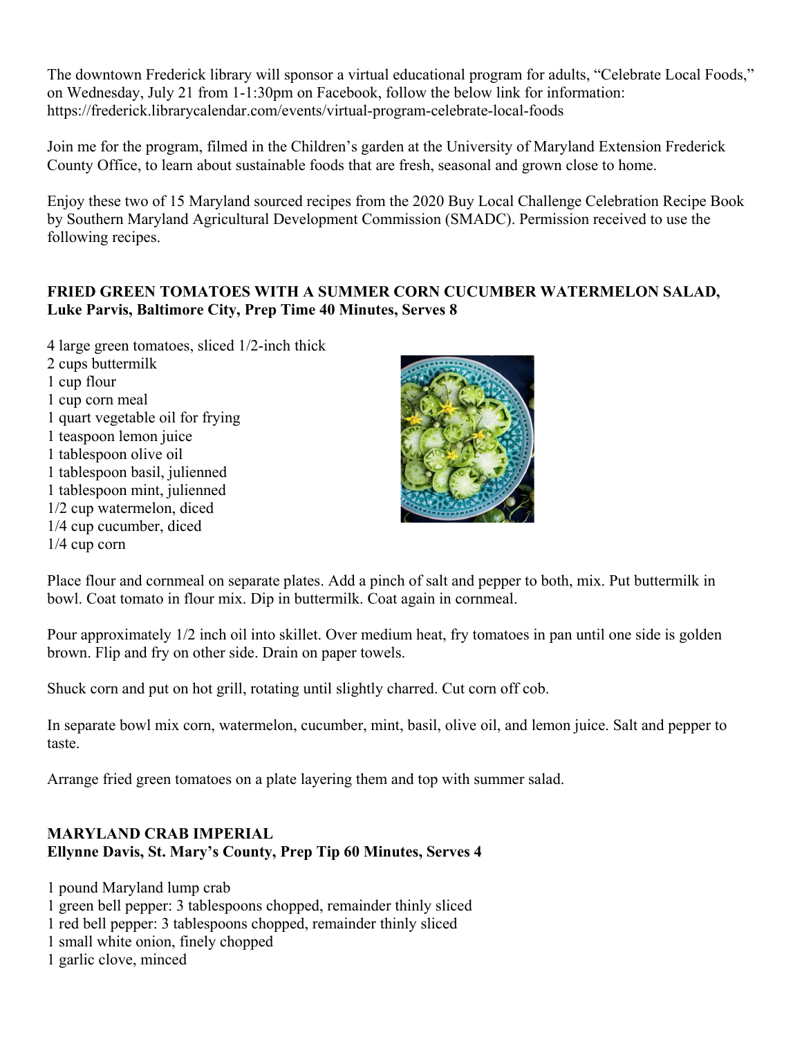The downtown Frederick library will sponsor a virtual educational program for adults, "Celebrate Local Foods," on Wednesday, July 21 from 1-1:30pm on Facebook, follow the below link for information: https://frederick.librarycalendar.com/events/virtual-program-celebrate-local-foods

Join me for the program, filmed in the Children's garden at the University of Maryland Extension Frederick County Office, to learn about sustainable foods that are fresh, seasonal and grown close to home.

Enjoy these two of 15 Maryland sourced recipes from the 2020 Buy Local Challenge Celebration Recipe Book by Southern Maryland Agricultural Development Commission (SMADC). Permission received to use the following recipes.

**FRIED GREEN TOMATOES WITH A SUMMER CORN CUCUMBER WATERMELON SALAD, Luke Parvis, Baltimore City, Prep Time 40 Minutes, Serves 8**

4 large green tomatoes, sliced 1/2-inch thick
2 cups buttermilk
1 cup flour
1 cup corn meal
1 quart vegetable oil for frying
1 teaspoon lemon juice
1 tablespoon olive oil
1 tablespoon basil, julienned
1 tablespoon mint, julienned
1/2 cup watermelon, diced
1/4 cup cucumber, diced
1/4 cup corn

Place flour and cornmeal on separate plates. Add a pinch of salt and pepper to both, mix. Put buttermilk in bowl. Coat tomato in flour mix. Dip in buttermilk. Coat again in cornmeal.

Pour approximately 1/2 inch oil into skillet. Over medium heat, fry tomatoes in pan until one side is golden brown. Flip and fry on other side. Drain on paper towels.

Shuck corn and put on hot grill, rotating until slightly charred. Cut corn off cob.

In separate bowl mix corn, watermelon, cucumber, mint, basil, olive oil, and lemon juice. Salt and pepper to taste.

Arrange fried green tomatoes on a plate layering them and top with summer salad.

**MARYLAND CRAB IMPERIAL**
**Ellynne Davis, St. Mary's County, Prep Tip 60 Minutes, Serves 4**

1 pound Maryland lump crab
1 green bell pepper: 3 tablespoons chopped, remainder thinly sliced
1 red bell pepper: 3 tablespoons chopped, remainder thinly sliced
1 small white onion, finely chopped
1 garlic clove, minced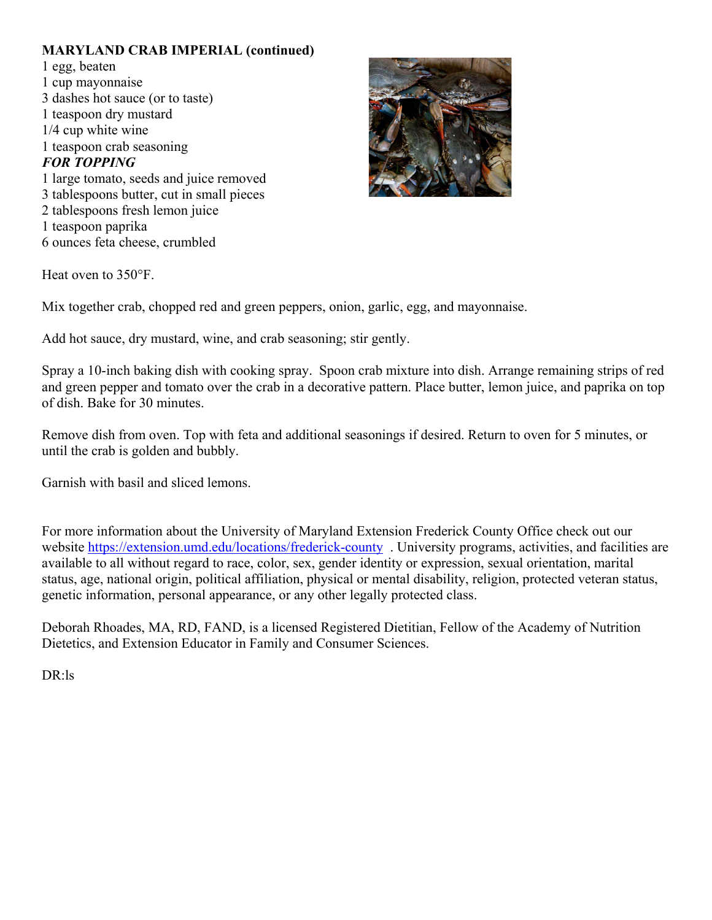**MARYLAND CRAB IMPERIAL (continued)**

1 egg, beaten
1 cup mayonnaise
3 dashes hot sauce (or to taste)
1 teaspoon dry mustard
1/4 cup white wine
1 teaspoon crab seasoning

***FOR TOPPING***

1 large tomato, seeds and juice removed
3 tablespoons butter, cut in small pieces
2 tablespoons fresh lemon juice
1 teaspoon paprika
6 ounces feta cheese, crumbled

Heat oven to 350°F.

Mix together crab, chopped red and green peppers, onion, garlic, egg, and mayonnaise.

Add hot sauce, dry mustard, wine, and crab seasoning; stir gently.

Spray a 10-inch baking dish with cooking spray. Spoon crab mixture into dish. Arrange remaining strips of red and green pepper and tomato over the crab in a decorative pattern. Place butter, lemon juice, and paprika on top of dish. Bake for 30 minutes.

Remove dish from oven. Top with feta and additional seasonings if desired. Return to oven for 5 minutes, or until the crab is golden and bubbly.

Garnish with basil and sliced lemons.

For more information about the University of Maryland Extension Frederick County Office check out our website https://extension.umd.edu/locations/frederick-county . University programs, activities, and facilities are available to all without regard to race, color, sex, gender identity or expression, sexual orientation, marital status, age, national origin, political affiliation, physical or mental disability, religion, protected veteran status, genetic information, personal appearance, or any other legally protected class.

Deborah Rhoades, MA, RD, FAND, is a licensed Registered Dietitian, Fellow of the Academy of Nutrition Dietetics, and Extension Educator in Family and Consumer Sciences.

DR:ls